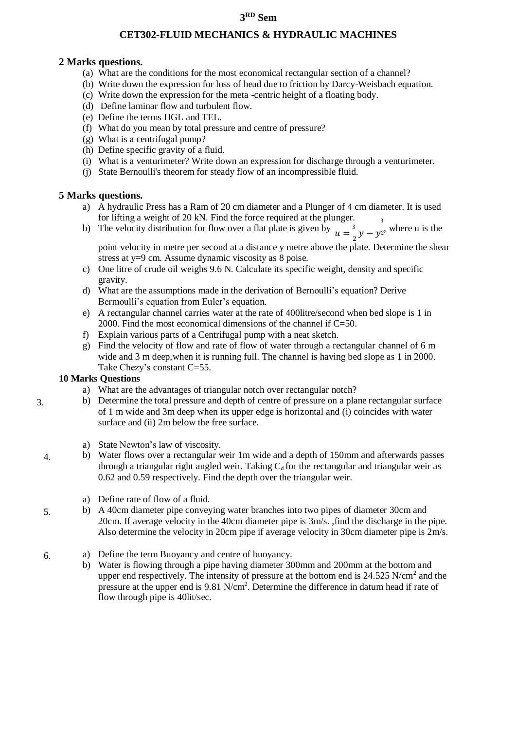# 3RD Sem

## CET302-FLUID MECHANICS & HYDRAULIC MACHINES

### 2 Marks questions.

(a) What are the conditions for the most economical rectangular section of a channel?
(b) Write down the expression for loss of head due to friction by Darcy-Weisbach equation.
(c) Write down the expression for the meta -centric height of a floating body.
(d) Define laminar flow and turbulent flow.
(e) Define the terms HGL and TEL.
(f) What do you mean by total pressure and centre of pressure?
(g) What is a centrifugal pump?
(h) Define specific gravity of a fluid.
(i) What is a venturimeter? Write down an expression for discharge through a venturimeter.
(j) State Bernoulli's theorem for steady flow of an incompressible fluid.

### 5 Marks questions.

a) A hydraulic Press has a Ram of 20 cm diameter and a Plunger of 4 cm diameter. It is used for lifting a weight of 20 kN. Find the force required at the plunger.
b) The velocity distribution for flow over a flat plate is given by $u = \frac{3}{2}y - y^{\frac{3}{2}}$, where u is the point velocity in metre per second at a distance y metre above the plate. Determine the shear stress at y=9 cm. Assume dynamic viscosity as 8 poise.
c) One litre of crude oil weighs 9.6 N. Calculate its specific weight, density and specific gravity.
d) What are the assumptions made in the derivation of Bernoulli's equation? Derive Bermoulli's equation from Euler's equation.
e) A rectangular channel carries water at the rate of 400litre/second when bed slope is 1 in 2000. Find the most economical dimensions of the channel if C=50.
f) Explain various parts of a Centrifugal pump with a neat sketch.
g) Find the velocity of flow and rate of flow of water through a rectangular channel of 6 m wide and 3 m deep,when it is running full. The channel is having bed slope as 1 in 2000. Take Chezy's constant C=55.

### 10 Marks Questions

3.
a) What are the advantages of triangular notch over rectangular notch?
b) Determine the total pressure and depth of centre of pressure on a plane rectangular surface of 1 m wide and 3m deep when its upper edge is horizontal and (i) coincides with water surface and (ii) 2m below the free surface.

4.
a) State Newton's law of viscosity.
b) Water flows over a rectangular weir 1m wide and a depth of 150mm and afterwards passes through a triangular right angled weir. Taking $C_d$ for the rectangular and triangular weir as 0.62 and 0.59 respectively. Find the depth over the triangular weir.

5.
a) Define rate of flow of a fluid.
b) A 40cm diameter pipe conveying water branches into two pipes of diameter 30cm and 20cm. If average velocity in the 40cm diameter pipe is 3m/s. ,find the discharge in the pipe. Also determine the velocity in 20cm pipe if average velocity in 30cm diameter pipe is 2m/s.

6.
a) Define the term Buoyancy and centre of buoyancy.
b) Water is flowing through a pipe having diameter 300mm and 200mm at the bottom and upper end respectively. The intensity of pressure at the bottom end is 24.525 $N/cm^2$ and the pressure at the upper end is 9.81 $N/cm^2$. Determine the difference in datum head if rate of flow through pipe is 40lit/sec.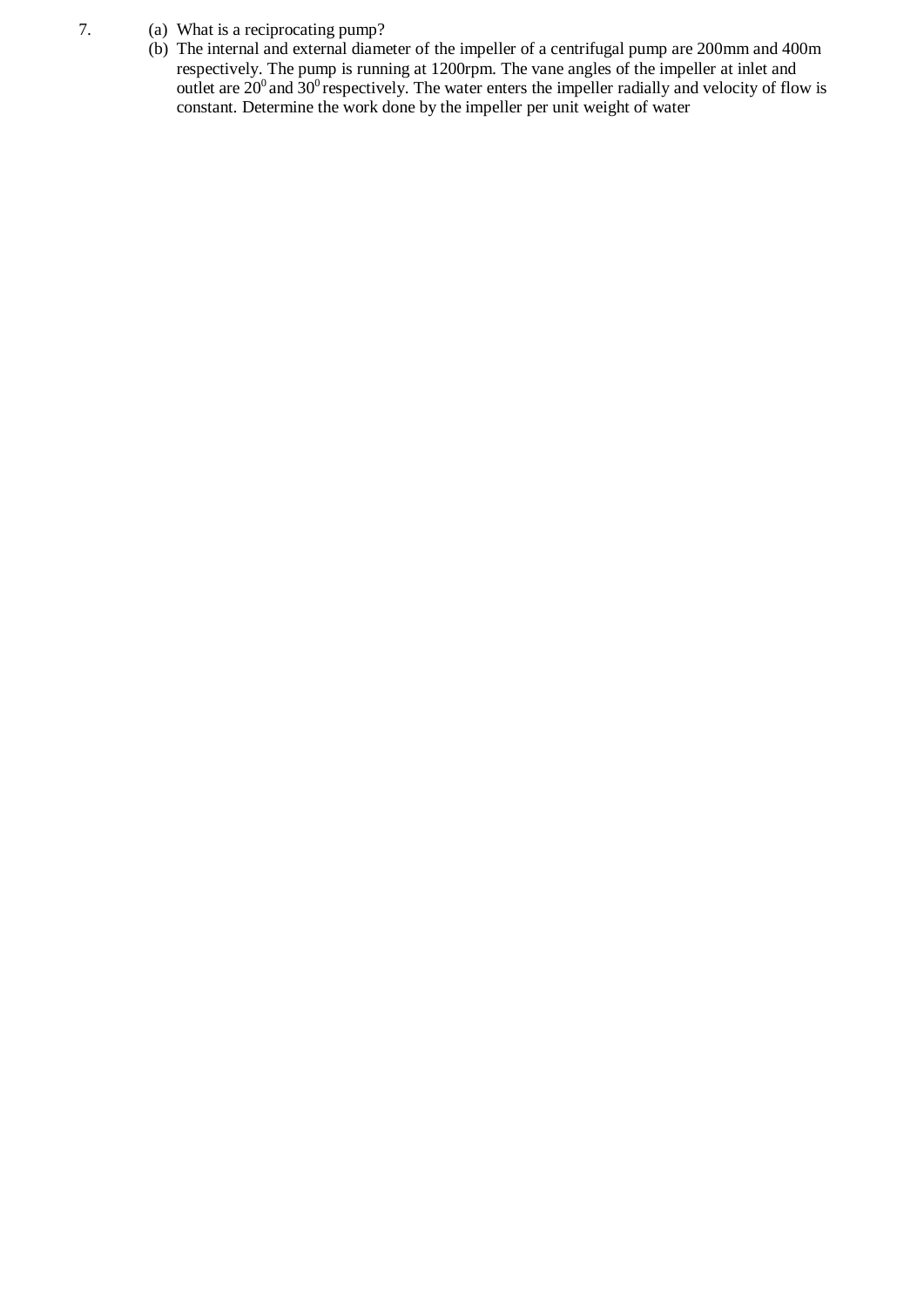7. (a) What is a reciprocating pump?

   (b) The internal and external diameter of the impeller of a centrifugal pump are 200mm and 400m respectively. The pump is running at 1200rpm. The vane angles of the impeller at inlet and outlet are $20^0$ and $30^0$ respectively. The water enters the impeller radially and velocity of flow is constant. Determine the work done by the impeller per unit weight of water